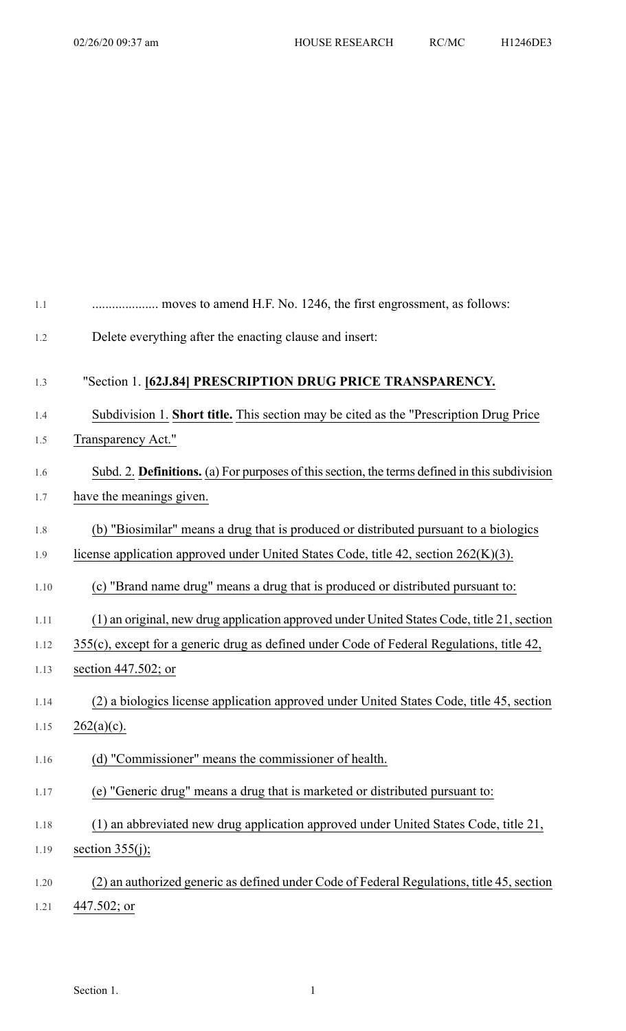.................... moves to amend H.F. No. 1246, the first engrossment, as follows:

Delete everything after the enacting clause and insert:

"Section 1. **[62J.84] PRESCRIPTION DRUG PRICE TRANSPARENCY.**

Subdivision 1. **Short title.** This section may be cited as the "Prescription Drug Price Transparency Act."

Subd. 2. **Definitions.** (a) For purposes of this section, the terms defined in this subdivision have the meanings given.

(b) "Biosimilar" means a drug that is produced or distributed pursuant to a biologics license application approved under United States Code, title 42, section 262(K)(3).

(c) "Brand name drug" means a drug that is produced or distributed pursuant to:

(1) an original, new drug application approved under United States Code, title 21, section 355(c), except for a generic drug as defined under Code of Federal Regulations, title 42, section 447.502; or

(2) a biologics license application approved under United States Code, title 45, section 262(a)(c).

(d) "Commissioner" means the commissioner of health.

(e) "Generic drug" means a drug that is marketed or distributed pursuant to:

(1) an abbreviated new drug application approved under United States Code, title 21, section 355(j);

(2) an authorized generic as defined under Code of Federal Regulations, title 45, section 447.502; or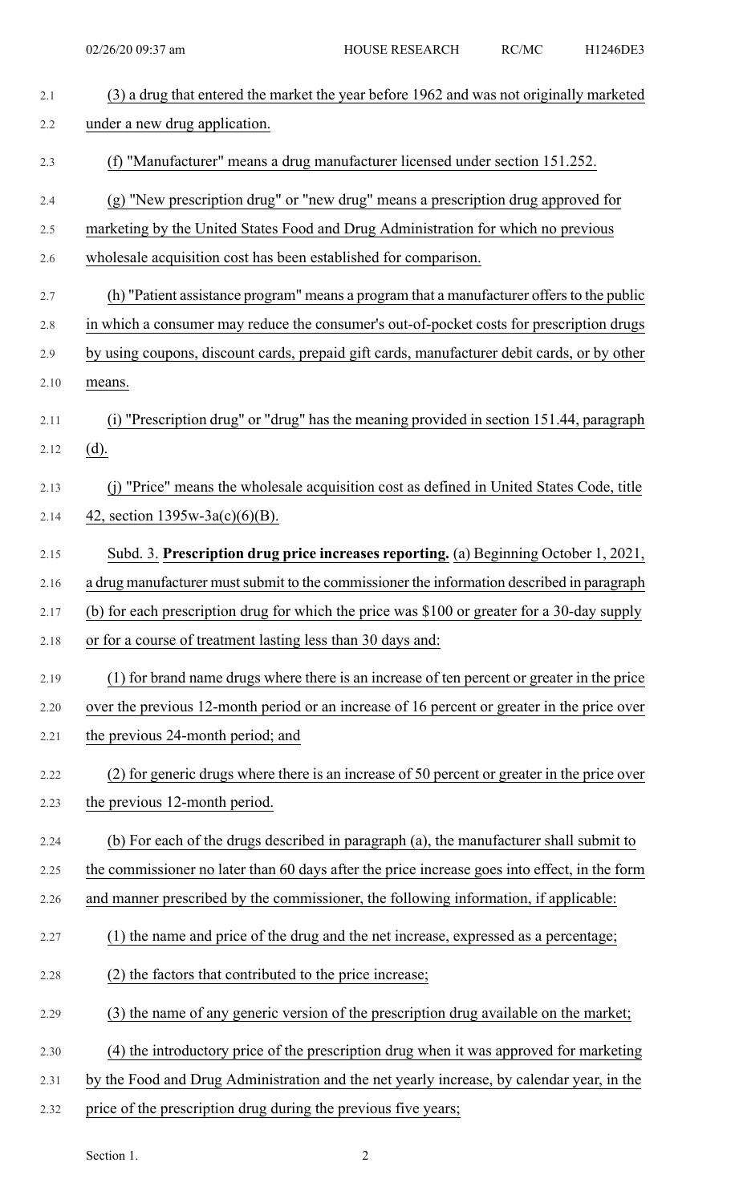(3) a drug that entered the market the year before 1962 and was not originally marketed under a new drug application.

(f) "Manufacturer" means a drug manufacturer licensed under section 151.252.

(g) "New prescription drug" or "new drug" means a prescription drug approved for marketing by the United States Food and Drug Administration for which no previous wholesale acquisition cost has been established for comparison.

(h) "Patient assistance program" means a program that a manufacturer offers to the public in which a consumer may reduce the consumer's out-of-pocket costs for prescription drugs by using coupons, discount cards, prepaid gift cards, manufacturer debit cards, or by other means.

(i) "Prescription drug" or "drug" has the meaning provided in section 151.44, paragraph (d).

(j) "Price" means the wholesale acquisition cost as defined in United States Code, title 42, section 1395w-3a(c)(6)(B).

Subd. 3. **Prescription drug price increases reporting.** (a) Beginning October 1, 2021, a drug manufacturer must submit to the commissioner the information described in paragraph (b) for each prescription drug for which the price was $100 or greater for a 30-day supply or for a course of treatment lasting less than 30 days and:

(1) for brand name drugs where there is an increase of ten percent or greater in the price over the previous 12-month period or an increase of 16 percent or greater in the price over the previous 24-month period; and

(2) for generic drugs where there is an increase of 50 percent or greater in the price over the previous 12-month period.

(b) For each of the drugs described in paragraph (a), the manufacturer shall submit to the commissioner no later than 60 days after the price increase goes into effect, in the form and manner prescribed by the commissioner, the following information, if applicable:

(1) the name and price of the drug and the net increase, expressed as a percentage;

(2) the factors that contributed to the price increase;

(3) the name of any generic version of the prescription drug available on the market;

(4) the introductory price of the prescription drug when it was approved for marketing by the Food and Drug Administration and the net yearly increase, by calendar year, in the price of the prescription drug during the previous five years;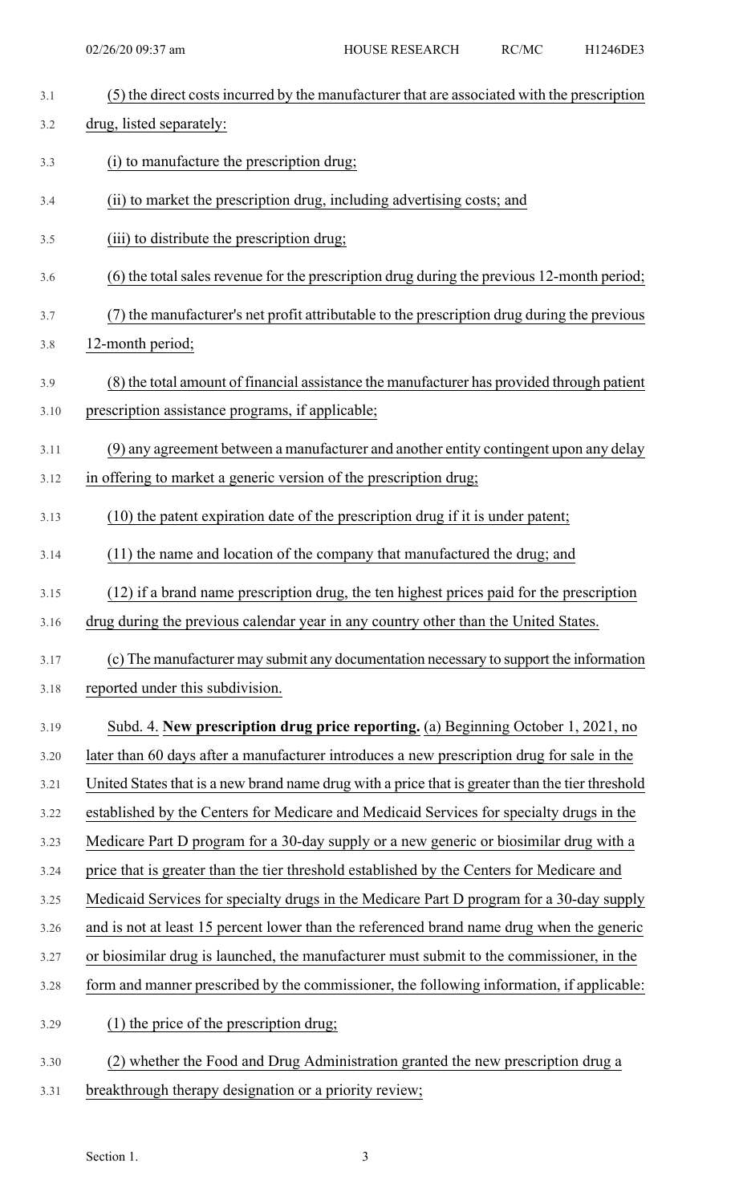(5) the direct costs incurred by the manufacturer that are associated with the prescription drug, listed separately:

(i) to manufacture the prescription drug;

(ii) to market the prescription drug, including advertising costs; and

(iii) to distribute the prescription drug;

(6) the total sales revenue for the prescription drug during the previous 12-month period;

(7) the manufacturer's net profit attributable to the prescription drug during the previous 12-month period;

(8) the total amount of financial assistance the manufacturer has provided through patient prescription assistance programs, if applicable;

(9) any agreement between a manufacturer and another entity contingent upon any delay in offering to market a generic version of the prescription drug;

(10) the patent expiration date of the prescription drug if it is under patent;

(11) the name and location of the company that manufactured the drug; and

(12) if a brand name prescription drug, the ten highest prices paid for the prescription drug during the previous calendar year in any country other than the United States.

(c) The manufacturer may submit any documentation necessary to support the information reported under this subdivision.

Subd. 4. **New prescription drug price reporting.** (a) Beginning October 1, 2021, no later than 60 days after a manufacturer introduces a new prescription drug for sale in the United States that is a new brand name drug with a price that is greater than the tier threshold established by the Centers for Medicare and Medicaid Services for specialty drugs in the Medicare Part D program for a 30-day supply or a new generic or biosimilar drug with a price that is greater than the tier threshold established by the Centers for Medicare and Medicaid Services for specialty drugs in the Medicare Part D program for a 30-day supply and is not at least 15 percent lower than the referenced brand name drug when the generic or biosimilar drug is launched, the manufacturer must submit to the commissioner, in the form and manner prescribed by the commissioner, the following information, if applicable:

(1) the price of the prescription drug;

(2) whether the Food and Drug Administration granted the new prescription drug a breakthrough therapy designation or a priority review;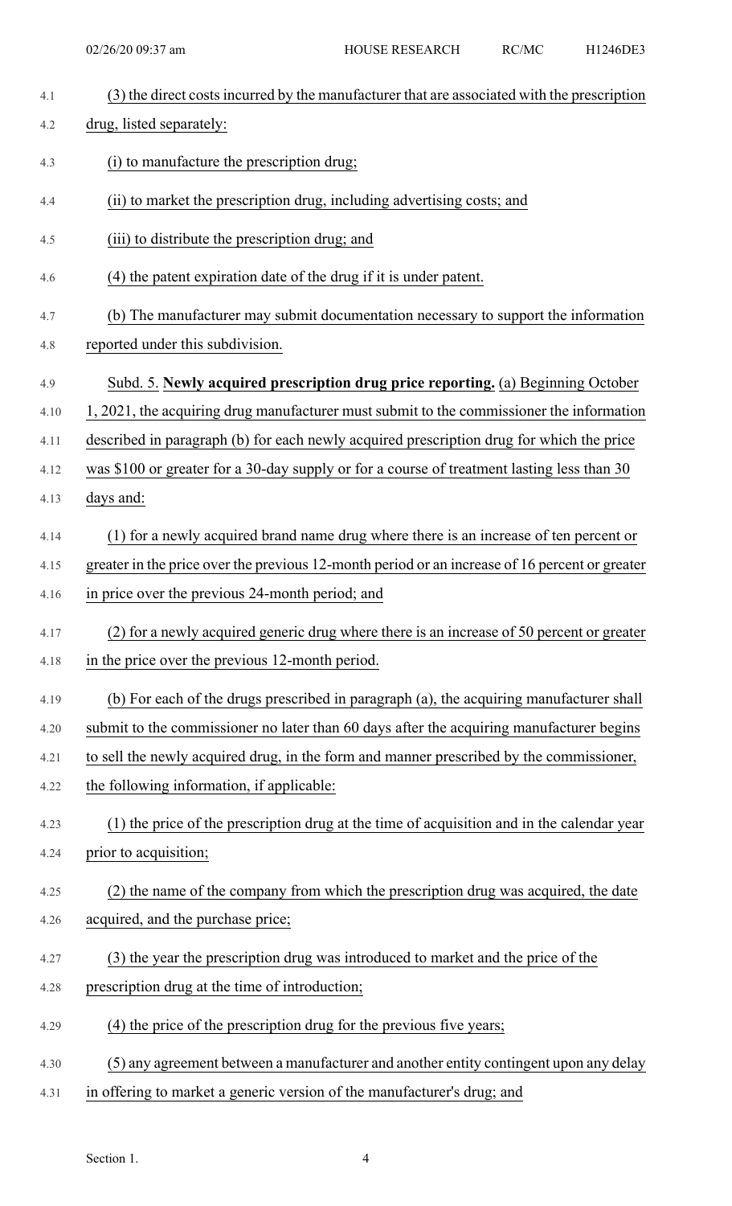(3) the direct costs incurred by the manufacturer that are associated with the prescription drug, listed separately:

(i) to manufacture the prescription drug;

(ii) to market the prescription drug, including advertising costs; and

(iii) to distribute the prescription drug; and

(4) the patent expiration date of the drug if it is under patent.

(b) The manufacturer may submit documentation necessary to support the information reported under this subdivision.

Subd. 5. **Newly acquired prescription drug price reporting.** (a) Beginning October 1, 2021, the acquiring drug manufacturer must submit to the commissioner the information described in paragraph (b) for each newly acquired prescription drug for which the price was $100 or greater for a 30-day supply or for a course of treatment lasting less than 30 days and:

(1) for a newly acquired brand name drug where there is an increase of ten percent or greater in the price over the previous 12-month period or an increase of 16 percent or greater in price over the previous 24-month period; and

(2) for a newly acquired generic drug where there is an increase of 50 percent or greater in the price over the previous 12-month period.

(b) For each of the drugs prescribed in paragraph (a), the acquiring manufacturer shall submit to the commissioner no later than 60 days after the acquiring manufacturer begins to sell the newly acquired drug, in the form and manner prescribed by the commissioner, the following information, if applicable:

(1) the price of the prescription drug at the time of acquisition and in the calendar year prior to acquisition;

(2) the name of the company from which the prescription drug was acquired, the date acquired, and the purchase price;

(3) the year the prescription drug was introduced to market and the price of the prescription drug at the time of introduction;

(4) the price of the prescription drug for the previous five years;

(5) any agreement between a manufacturer and another entity contingent upon any delay in offering to market a generic version of the manufacturer's drug; and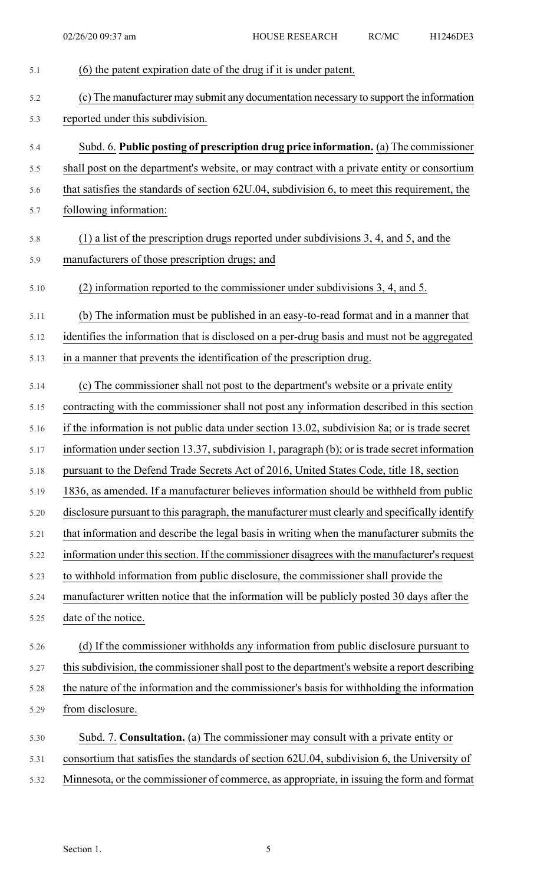(6) the patent expiration date of the drug if it is under patent.

(c) The manufacturer may submit any documentation necessary to support the information reported under this subdivision.

Subd. 6. **Public posting of prescription drug price information.** (a) The commissioner shall post on the department's website, or may contract with a private entity or consortium that satisfies the standards of section 62U.04, subdivision 6, to meet this requirement, the following information:

(1) a list of the prescription drugs reported under subdivisions 3, 4, and 5, and the manufacturers of those prescription drugs; and

(2) information reported to the commissioner under subdivisions 3, 4, and 5.

(b) The information must be published in an easy-to-read format and in a manner that identifies the information that is disclosed on a per-drug basis and must not be aggregated in a manner that prevents the identification of the prescription drug.

(c) The commissioner shall not post to the department's website or a private entity contracting with the commissioner shall not post any information described in this section if the information is not public data under section 13.02, subdivision 8a; or is trade secret information under section 13.37, subdivision 1, paragraph (b); or is trade secret information pursuant to the Defend Trade Secrets Act of 2016, United States Code, title 18, section 1836, as amended. If a manufacturer believes information should be withheld from public disclosure pursuant to this paragraph, the manufacturer must clearly and specifically identify that information and describe the legal basis in writing when the manufacturer submits the information under this section. If the commissioner disagrees with the manufacturer's request to withhold information from public disclosure, the commissioner shall provide the manufacturer written notice that the information will be publicly posted 30 days after the date of the notice.

(d) If the commissioner withholds any information from public disclosure pursuant to this subdivision, the commissioner shall post to the department's website a report describing the nature of the information and the commissioner's basis for withholding the information from disclosure.

Subd. 7. **Consultation.** (a) The commissioner may consult with a private entity or consortium that satisfies the standards of section 62U.04, subdivision 6, the University of Minnesota, or the commissioner of commerce, as appropriate, in issuing the form and format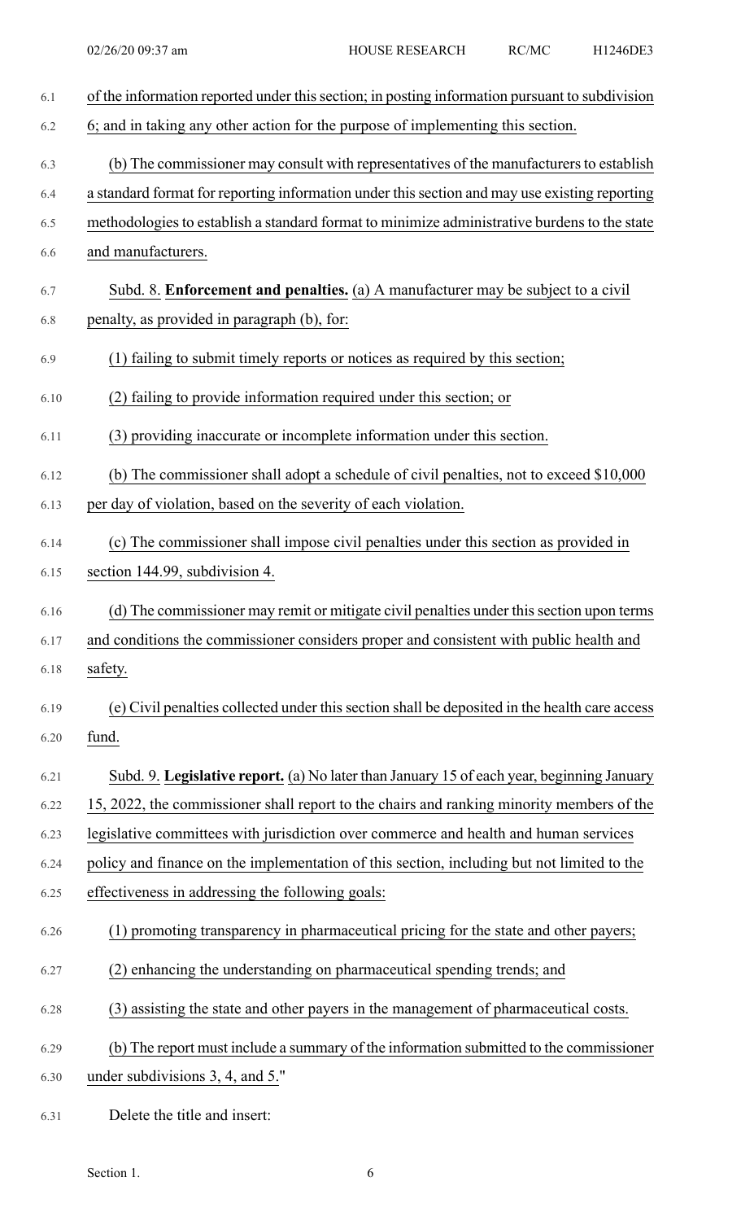of the information reported under this section; in posting information pursuant to subdivision 6; and in taking any other action for the purpose of implementing this section.

(b) The commissioner may consult with representatives of the manufacturers to establish a standard format for reporting information under this section and may use existing reporting methodologies to establish a standard format to minimize administrative burdens to the state and manufacturers.

Subd. 8. **Enforcement and penalties.** (a) A manufacturer may be subject to a civil penalty, as provided in paragraph (b), for:

(1) failing to submit timely reports or notices as required by this section;

(2) failing to provide information required under this section; or

(3) providing inaccurate or incomplete information under this section.

(b) The commissioner shall adopt a schedule of civil penalties, not to exceed $10,000 per day of violation, based on the severity of each violation.

(c) The commissioner shall impose civil penalties under this section as provided in section 144.99, subdivision 4.

(d) The commissioner may remit or mitigate civil penalties under this section upon terms and conditions the commissioner considers proper and consistent with public health and safety.

(e) Civil penalties collected under this section shall be deposited in the health care access fund.

Subd. 9. **Legislative report.** (a) No later than January 15 of each year, beginning January 15, 2022, the commissioner shall report to the chairs and ranking minority members of the legislative committees with jurisdiction over commerce and health and human services policy and finance on the implementation of this section, including but not limited to the effectiveness in addressing the following goals:

(1) promoting transparency in pharmaceutical pricing for the state and other payers;

(2) enhancing the understanding on pharmaceutical spending trends; and

(3) assisting the state and other payers in the management of pharmaceutical costs.

(b) The report must include a summary of the information submitted to the commissioner under subdivisions 3, 4, and 5."

Delete the title and insert: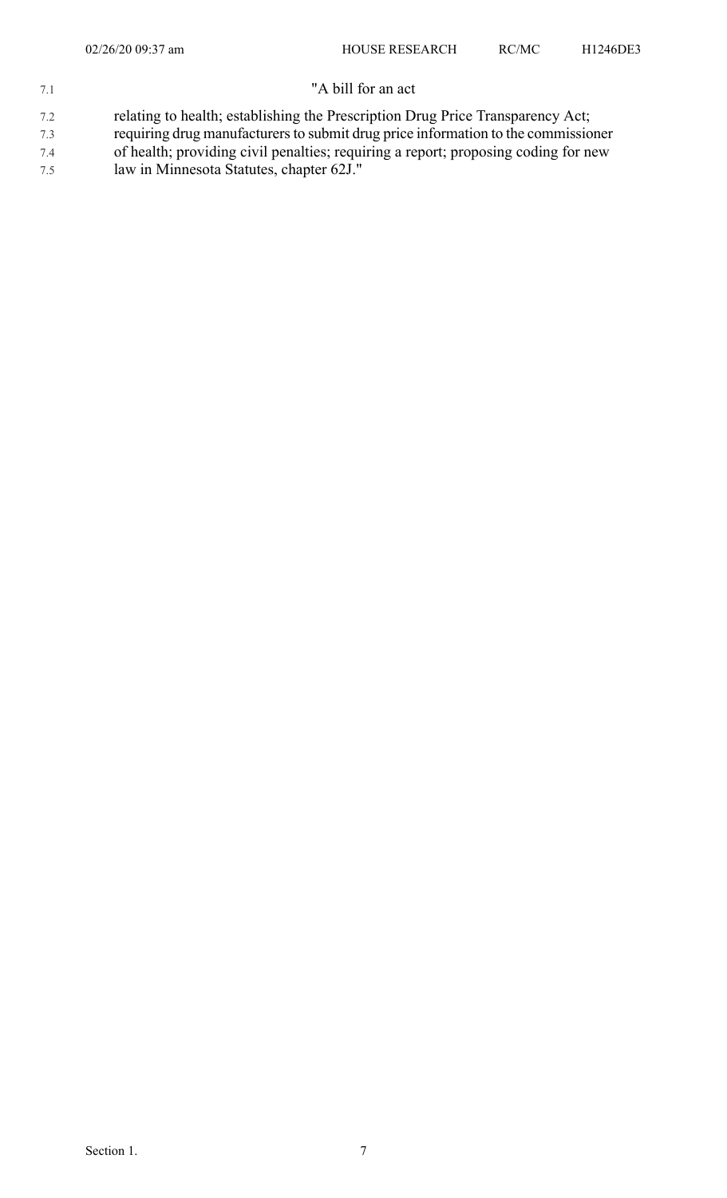"A bill for an act

relating to health; establishing the Prescription Drug Price Transparency Act; requiring drug manufacturers to submit drug price information to the commissioner of health; providing civil penalties; requiring a report; proposing coding for new law in Minnesota Statutes, chapter 62J."